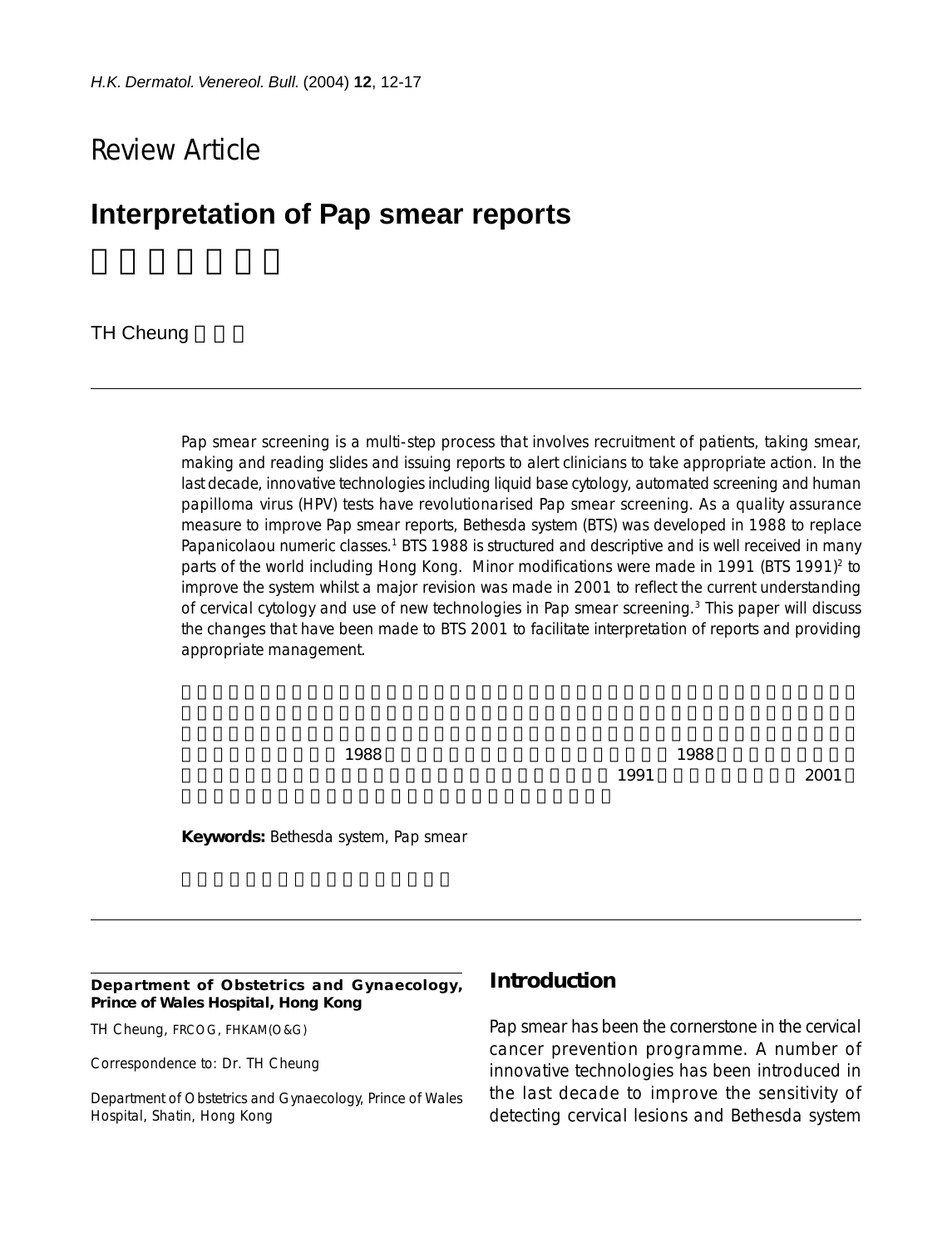Review Article

# Interpretation of Pap smear reports

TH Cheung

Pap smear screening is a multi-step process that involves recruitment of patients, taking smear, making and reading slides and issuing reports to alert clinicians to take appropriate action. In the last decade, innovative technologies including liquid base cytology, automated screening and human papilloma virus (HPV) tests have revolutionised Pap smear screening. As a quality assurance measure to improve Pap smear reports, Bethesda system (BTS) was developed in 1988 to replace Papanicolaou numeric classes.[1] BTS 1988 is structured and descriptive and is well received in many parts of the world including Hong Kong. Minor modifications were made in 1991 (BTS 1991)[2] to improve the system whilst a major revision was made in 2001 to reflect the current understanding of cervical cytology and use of new technologies in Pap smear screening.[3] This paper will discuss the changes that have been made to BTS 2001 to facilitate interpretation of reports and providing appropriate management.

**Keywords:** Bethesda system, Pap smear

**Department of Obstetrics and Gynaecology, Prince of Wales Hospital, Hong Kong**

TH Cheung, FRCOG, FHKAM(O&G)

Correspondence to: Dr. TH Cheung

Department of Obstetrics and Gynaecology, Prince of Wales Hospital, Shatin, Hong Kong

## Introduction

Pap smear has been the cornerstone in the cervical cancer prevention programme. A number of innovative technologies has been introduced in the last decade to improve the sensitivity of detecting cervical lesions and Bethesda system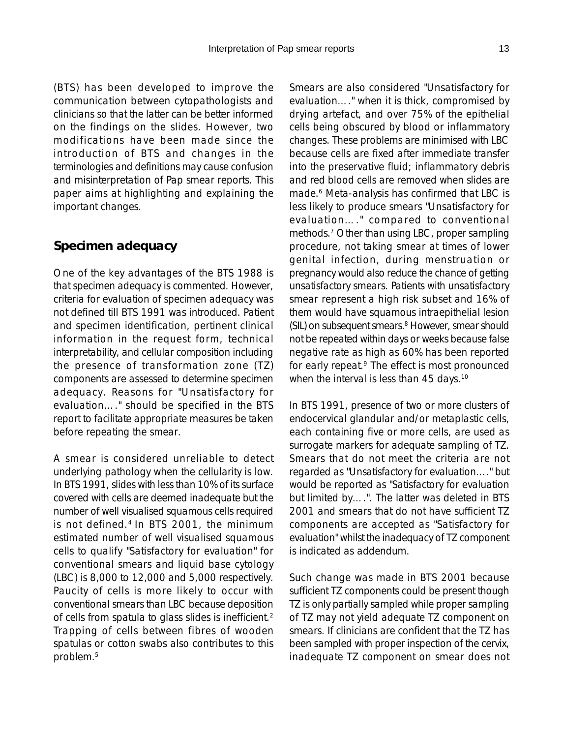(BTS) has been developed to improve the communication between cytopathologists and clinicians so that the latter can be better informed on the findings on the slides. However, two modifications have been made since the introduction of BTS and changes in the terminologies and definitions may cause confusion and misinterpretation of Pap smear reports. This paper aims at highlighting and explaining the important changes.

## Specimen adequacy

One of the key advantages of the BTS 1988 is that specimen adequacy is commented. However, criteria for evaluation of specimen adequacy was not defined till BTS 1991 was introduced. Patient and specimen identification, pertinent clinical information in the request form, technical interpretability, and cellular composition including the presence of transformation zone (TZ) components are assessed to determine specimen adequacy. Reasons for "Unsatisfactory for evaluation…." should be specified in the BTS report to facilitate appropriate measures be taken before repeating the smear.

A smear is considered unreliable to detect underlying pathology when the cellularity is low. In BTS 1991, slides with less than 10% of its surface covered with cells are deemed inadequate but the number of well visualised squamous cells required is not defined.[4] In BTS 2001, the minimum estimated number of well visualised squamous cells to qualify "Satisfactory for evaluation" for conventional smears and liquid base cytology (LBC) is 8,000 to 12,000 and 5,000 respectively. Paucity of cells is more likely to occur with conventional smears than LBC because deposition of cells from spatula to glass slides is inefficient.[2] Trapping of cells between fibres of wooden spatulas or cotton swabs also contributes to this problem.[5]

Smears are also considered "Unsatisfactory for evaluation…." when it is thick, compromised by drying artefact, and over 75% of the epithelial cells being obscured by blood or inflammatory changes. These problems are minimised with LBC because cells are fixed after immediate transfer into the preservative fluid; inflammatory debris and red blood cells are removed when slides are made.[6] Meta-analysis has confirmed that LBC is less likely to produce smears "Unsatisfactory for evaluation…." compared to conventional methods.[7] Other than using LBC, proper sampling procedure, not taking smear at times of lower genital infection, during menstruation or pregnancy would also reduce the chance of getting unsatisfactory smears. Patients with unsatisfactory smear represent a high risk subset and 16% of them would have squamous intraepithelial lesion (SIL) on subsequent smears.[8] However, smear should not be repeated within days or weeks because false negative rate as high as 60% has been reported for early repeat.[9] The effect is most pronounced when the interval is less than 45 days.[10]

In BTS 1991, presence of two or more clusters of endocervical glandular and/or metaplastic cells, each containing five or more cells, are used as surrogate markers for adequate sampling of TZ. Smears that do not meet the criteria are not regarded as "Unsatisfactory for evaluation…." but would be reported as "Satisfactory for evaluation but limited by….". The latter was deleted in BTS 2001 and smears that do not have sufficient TZ components are accepted as "Satisfactory for evaluation" whilst the inadequacy of TZ component is indicated as addendum.

Such change was made in BTS 2001 because sufficient TZ components could be present though TZ is only partially sampled while proper sampling of TZ may not yield adequate TZ component on smears. If clinicians are confident that the TZ has been sampled with proper inspection of the cervix, inadequate TZ component on smear does not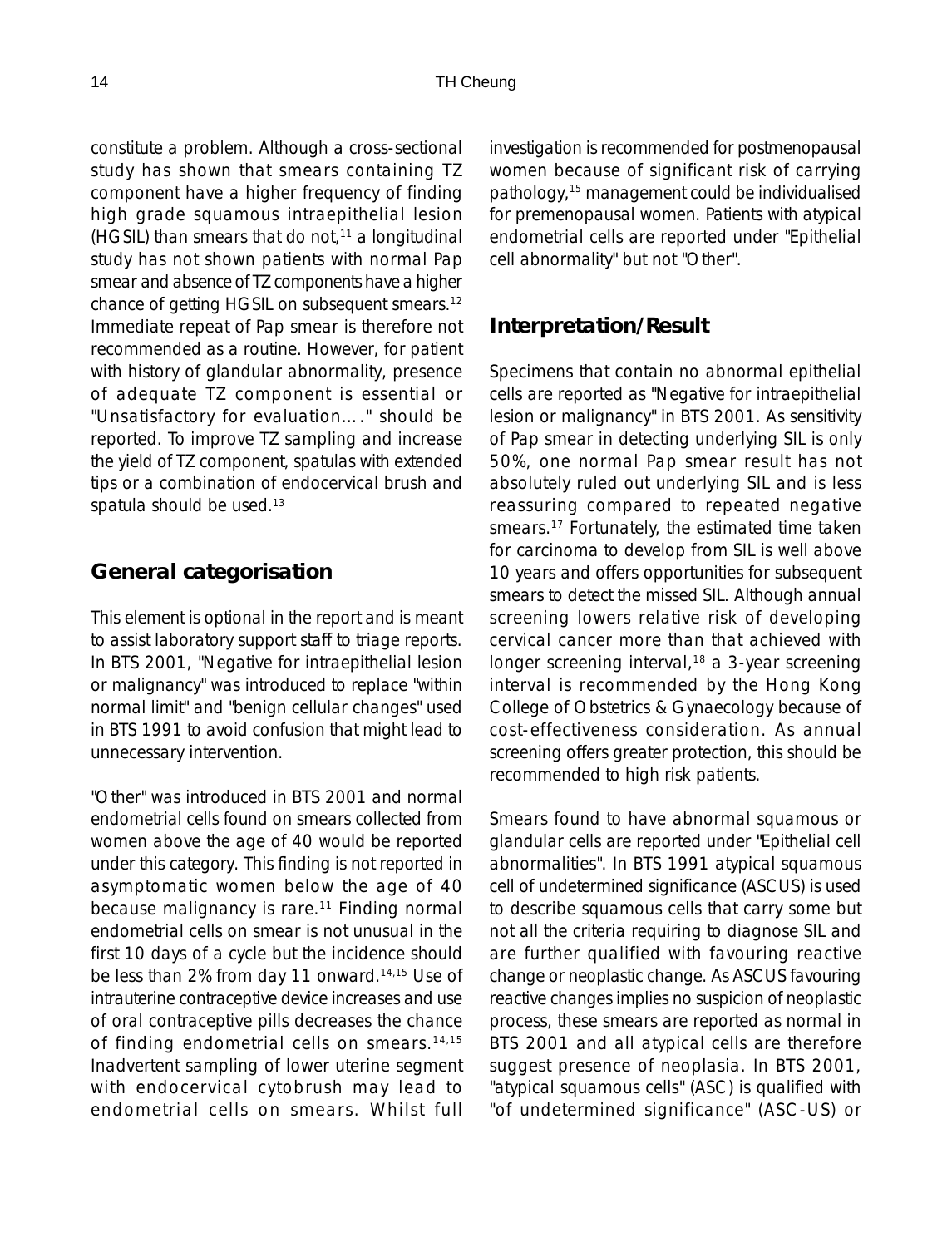constitute a problem. Although a cross-sectional study has shown that smears containing TZ component have a higher frequency of finding high grade squamous intraepithelial lesion (HGSIL) than smears that do not,[11] a longitudinal study has not shown patients with normal Pap smear and absence of TZ components have a higher chance of getting HGSIL on subsequent smears.[12] Immediate repeat of Pap smear is therefore not recommended as a routine. However, for patient with history of glandular abnormality, presence of adequate TZ component is essential or "Unsatisfactory for evaluation…." should be reported. To improve TZ sampling and increase the yield of TZ component, spatulas with extended tips or a combination of endocervical brush and spatula should be used.[13]

## General categorisation

This element is optional in the report and is meant to assist laboratory support staff to triage reports. In BTS 2001, "Negative for intraepithelial lesion or malignancy" was introduced to replace "within normal limit" and "benign cellular changes" used in BTS 1991 to avoid confusion that might lead to unnecessary intervention.

"Other" was introduced in BTS 2001 and normal endometrial cells found on smears collected from women above the age of 40 would be reported under this category. This finding is not reported in asymptomatic women below the age of 40 because malignancy is rare.[11] Finding normal endometrial cells on smear is not unusual in the first 10 days of a cycle but the incidence should be less than 2% from day 11 onward.[14,15] Use of intrauterine contraceptive device increases and use of oral contraceptive pills decreases the chance of finding endometrial cells on smears.[14,15] Inadvertent sampling of lower uterine segment with endocervical cytobrush may lead to endometrial cells on smears. Whilst full investigation is recommended for postmenopausal women because of significant risk of carrying pathology,[15] management could be individualised for premenopausal women. Patients with atypical endometrial cells are reported under "Epithelial cell abnormality" but not "Other".

## Interpretation/Result

Specimens that contain no abnormal epithelial cells are reported as "Negative for intraepithelial lesion or malignancy" in BTS 2001. As sensitivity of Pap smear in detecting underlying SIL is only 50%, one normal Pap smear result has not absolutely ruled out underlying SIL and is less reassuring compared to repeated negative smears.[17] Fortunately, the estimated time taken for carcinoma to develop from SIL is well above 10 years and offers opportunities for subsequent smears to detect the missed SIL. Although annual screening lowers relative risk of developing cervical cancer more than that achieved with longer screening interval,[18] a 3-year screening interval is recommended by the Hong Kong College of Obstetrics & Gynaecology because of cost-effectiveness consideration. As annual screening offers greater protection, this should be recommended to high risk patients.

Smears found to have abnormal squamous or glandular cells are reported under "Epithelial cell abnormalities". In BTS 1991 atypical squamous cell of undetermined significance (ASCUS) is used to describe squamous cells that carry some but not all the criteria requiring to diagnose SIL and are further qualified with favouring reactive change or neoplastic change. As ASCUS favouring reactive changes implies no suspicion of neoplastic process, these smears are reported as normal in BTS 2001 and all atypical cells are therefore suggest presence of neoplasia. In BTS 2001, "atypical squamous cells" (ASC) is qualified with "of undetermined significance" (ASC-US) or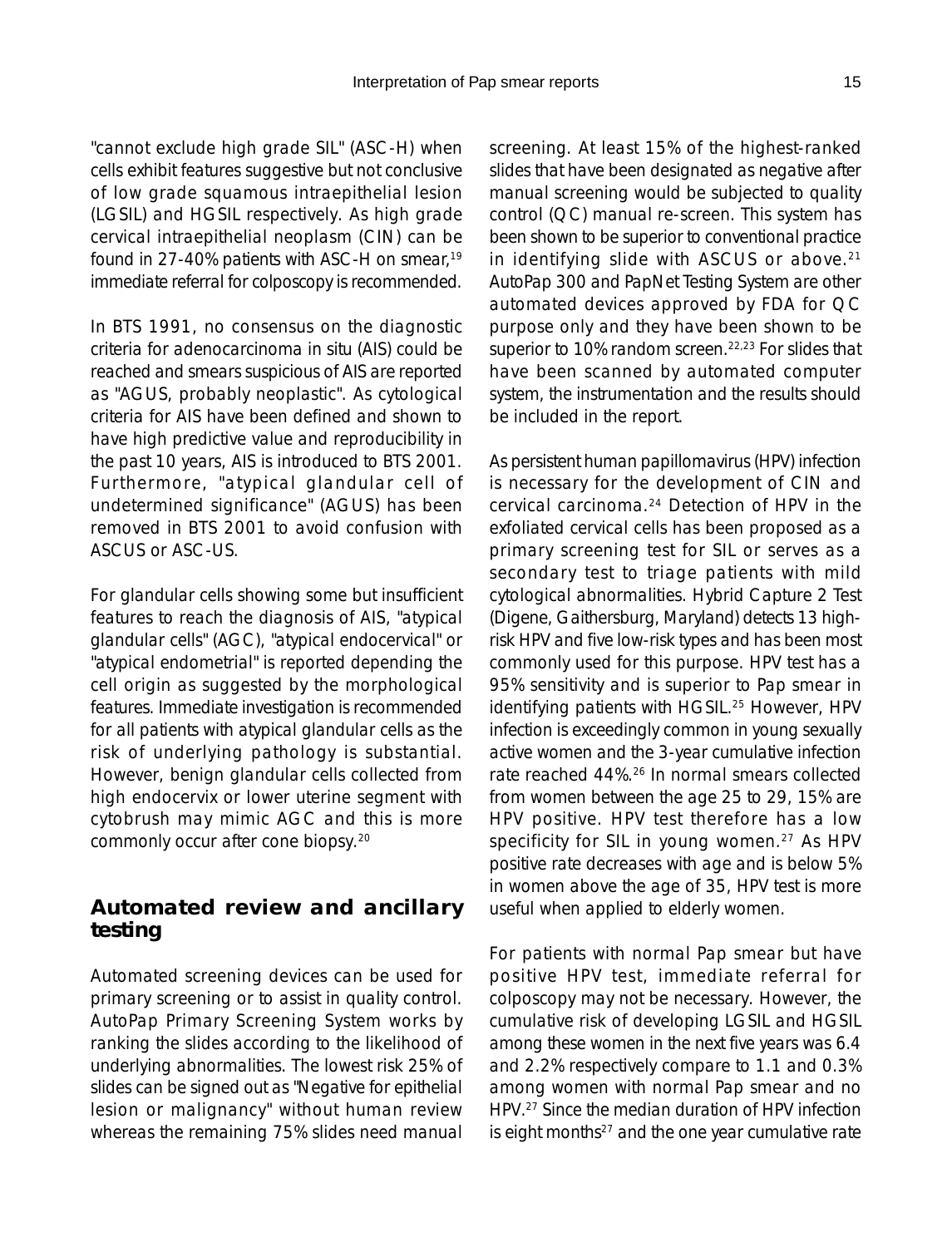"cannot exclude high grade SIL" (ASC-H) when cells exhibit features suggestive but not conclusive of low grade squamous intraepithelial lesion (LGSIL) and HGSIL respectively. As high grade cervical intraepithelial neoplasm (CIN) can be found in 27-40% patients with ASC-H on smear,[19] immediate referral for colposcopy is recommended.

In BTS 1991, no consensus on the diagnostic criteria for adenocarcinoma in situ (AIS) could be reached and smears suspicious of AIS are reported as "AGUS, probably neoplastic". As cytological criteria for AIS have been defined and shown to have high predictive value and reproducibility in the past 10 years, AIS is introduced to BTS 2001. Furthermore, "atypical glandular cell of undetermined significance" (AGUS) has been removed in BTS 2001 to avoid confusion with ASCUS or ASC-US.

For glandular cells showing some but insufficient features to reach the diagnosis of AIS, "atypical glandular cells" (AGC), "atypical endocervical" or "atypical endometrial" is reported depending the cell origin as suggested by the morphological features. Immediate investigation is recommended for all patients with atypical glandular cells as the risk of underlying pathology is substantial. However, benign glandular cells collected from high endocervix or lower uterine segment with cytobrush may mimic AGC and this is more commonly occur after cone biopsy.[20]

## Automated review and ancillary testing

Automated screening devices can be used for primary screening or to assist in quality control. AutoPap Primary Screening System works by ranking the slides according to the likelihood of underlying abnormalities. The lowest risk 25% of slides can be signed out as "Negative for epithelial lesion or malignancy" without human review whereas the remaining 75% slides need manual screening. At least 15% of the highest-ranked slides that have been designated as negative after manual screening would be subjected to quality control (QC) manual re-screen. This system has been shown to be superior to conventional practice in identifying slide with ASCUS or above.[21] AutoPap 300 and PapNet Testing System are other automated devices approved by FDA for QC purpose only and they have been shown to be superior to 10% random screen.[22,23] For slides that have been scanned by automated computer system, the instrumentation and the results should be included in the report.

As persistent human papillomavirus (HPV) infection is necessary for the development of CIN and cervical carcinoma.[24] Detection of HPV in the exfoliated cervical cells has been proposed as a primary screening test for SIL or serves as a secondary test to triage patients with mild cytological abnormalities. Hybrid Capture 2 Test (Digene, Gaithersburg, Maryland) detects 13 high-risk HPV and five low-risk types and has been most commonly used for this purpose. HPV test has a 95% sensitivity and is superior to Pap smear in identifying patients with HGSIL.[25] However, HPV infection is exceedingly common in young sexually active women and the 3-year cumulative infection rate reached 44%.[26] In normal smears collected from women between the age 25 to 29, 15% are HPV positive. HPV test therefore has a low specificity for SIL in young women.[27] As HPV positive rate decreases with age and is below 5% in women above the age of 35, HPV test is more useful when applied to elderly women.

For patients with normal Pap smear but have positive HPV test, immediate referral for colposcopy may not be necessary. However, the cumulative risk of developing LGSIL and HGSIL among these women in the next five years was 6.4 and 2.2% respectively compare to 1.1 and 0.3% among women with normal Pap smear and no HPV.[27] Since the median duration of HPV infection is eight months[27] and the one year cumulative rate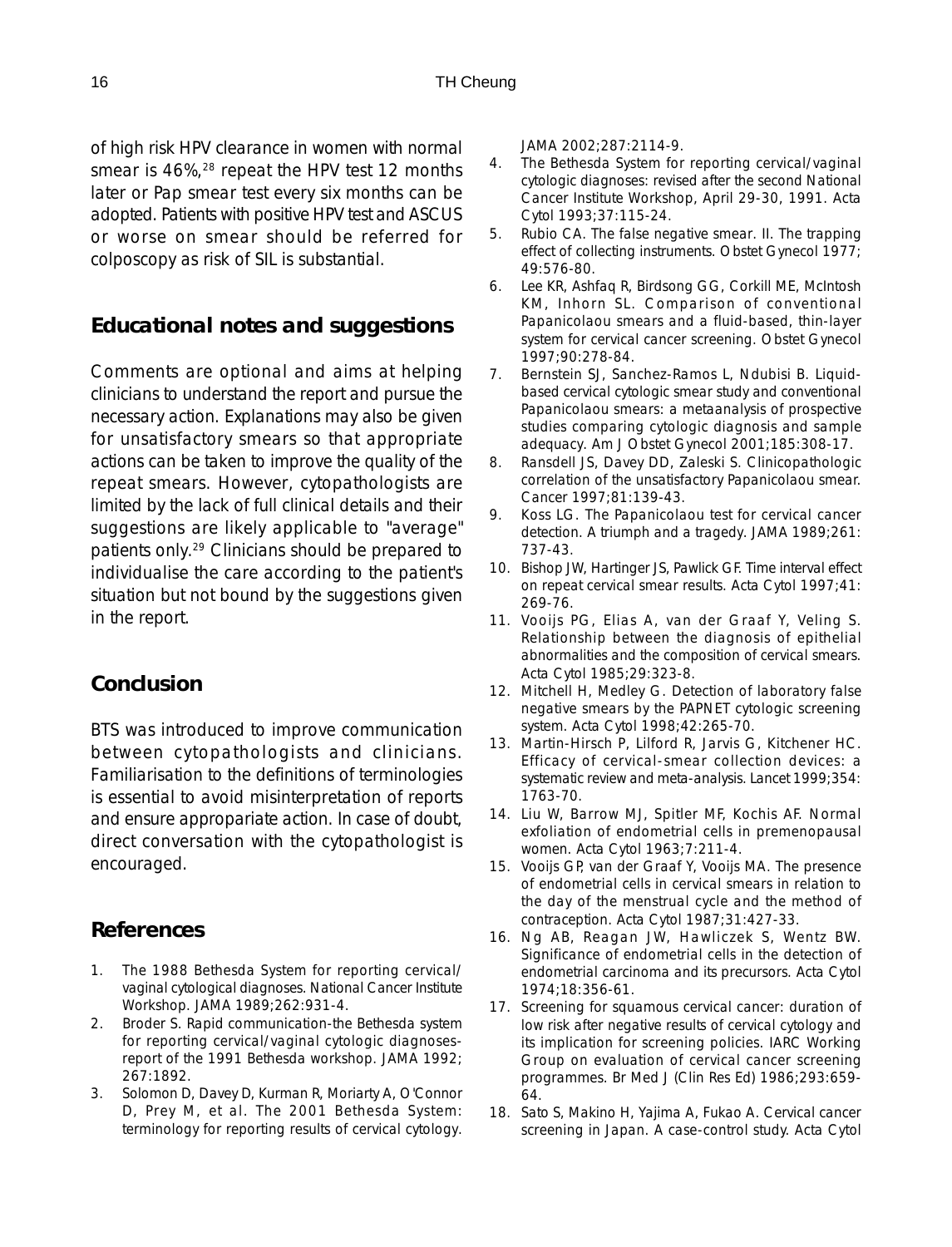of high risk HPV clearance in women with normal smear is 46%,[28] repeat the HPV test 12 months later or Pap smear test every six months can be adopted. Patients with positive HPV test and ASCUS or worse on smear should be referred for colposcopy as risk of SIL is substantial.

## Educational notes and suggestions

Comments are optional and aims at helping clinicians to understand the report and pursue the necessary action. Explanations may also be given for unsatisfactory smears so that appropriate actions can be taken to improve the quality of the repeat smears. However, cytopathologists are limited by the lack of full clinical details and their suggestions are likely applicable to "average" patients only.[29] Clinicians should be prepared to individualise the care according to the patient's situation but not bound by the suggestions given in the report.

## Conclusion

BTS was introduced to improve communication between cytopathologists and clinicians. Familiarisation to the definitions of terminologies is essential to avoid misinterpretation of reports and ensure approparaite action. In case of doubt, direct conversation with the cytopathologist is encouraged.

## References

1. The 1988 Bethesda System for reporting cervical/vaginal cytological diagnoses. National Cancer Institute Workshop. JAMA 1989;262:931-4.
2. Broder S. Rapid communication-the Bethesda system for reporting cervical/vaginal cytologic diagnoses-report of the 1991 Bethesda workshop. JAMA 1992; 267:1892.
3. Solomon D, Davey D, Kurman R, Moriarty A, O'Connor D, Prey M, et al. The 2001 Bethesda System: terminology for reporting results of cervical cytology. JAMA 2002;287:2114-9.
4. The Bethesda System for reporting cervical/vaginal cytologic diagnoses: revised after the second National Cancer Institute Workshop, April 29-30, 1991. Acta Cytol 1993;37:115-24.
5. Rubio CA. The false negative smear. II. The trapping effect of collecting instruments. Obstet Gynecol 1977; 49:576-80.
6. Lee KR, Ashfaq R, Birdsong GG, Corkill ME, McIntosh KM, Inhorn SL. Comparison of conventional Papanicolaou smears and a fluid-based, thin-layer system for cervical cancer screening. Obstet Gynecol 1997;90:278-84.
7. Bernstein SJ, Sanchez-Ramos L, Ndubisi B. Liquid-based cervical cytologic smear study and conventional Papanicolaou smears: a metaanalysis of prospective studies comparing cytologic diagnosis and sample adequacy. Am J Obstet Gynecol 2001;185:308-17.
8. Ransdell JS, Davey DD, Zaleski S. Clinicopathologic correlation of the unsatisfactory Papanicolaou smear. Cancer 1997;81:139-43.
9. Koss LG. The Papanicolaou test for cervical cancer detection. A triumph and a tragedy. JAMA 1989;261: 737-43.
10. Bishop JW, Hartinger JS, Pawlick GF. Time interval effect on repeat cervical smear results. Acta Cytol 1997;41: 269-76.
11. Vooijs PG, Elias A, van der Graaf Y, Veling S. Relationship between the diagnosis of epithelial abnormalities and the composition of cervical smears. Acta Cytol 1985;29:323-8.
12. Mitchell H, Medley G. Detection of laboratory false negative smears by the PAPNET cytologic screening system. Acta Cytol 1998;42:265-70.
13. Martin-Hirsch P, Lilford R, Jarvis G, Kitchener HC. Efficacy of cervical-smear collection devices: a systematic review and meta-analysis. Lancet 1999;354: 1763-70.
14. Liu W, Barrow MJ, Spitler MF, Kochis AF. Normal exfoliation of endometrial cells in premenopausal women. Acta Cytol 1963;7:211-4.
15. Vooijs GP, van der Graaf Y, Vooijs MA. The presence of endometrial cells in cervical smears in relation to the day of the menstrual cycle and the method of contraception. Acta Cytol 1987;31:427-33.
16. Ng AB, Reagan JW, Hawliczek S, Wentz BW. Significance of endometrial cells in the detection of endometrial carcinoma and its precursors. Acta Cytol 1974;18:356-61.
17. Screening for squamous cervical cancer: duration of low risk after negative results of cervical cytology and its implication for screening policies. IARC Working Group on evaluation of cervical cancer screening programmes. Br Med J (Clin Res Ed) 1986;293:659-64.
18. Sato S, Makino H, Yajima A, Fukao A. Cervical cancer screening in Japan. A case-control study. Acta Cytol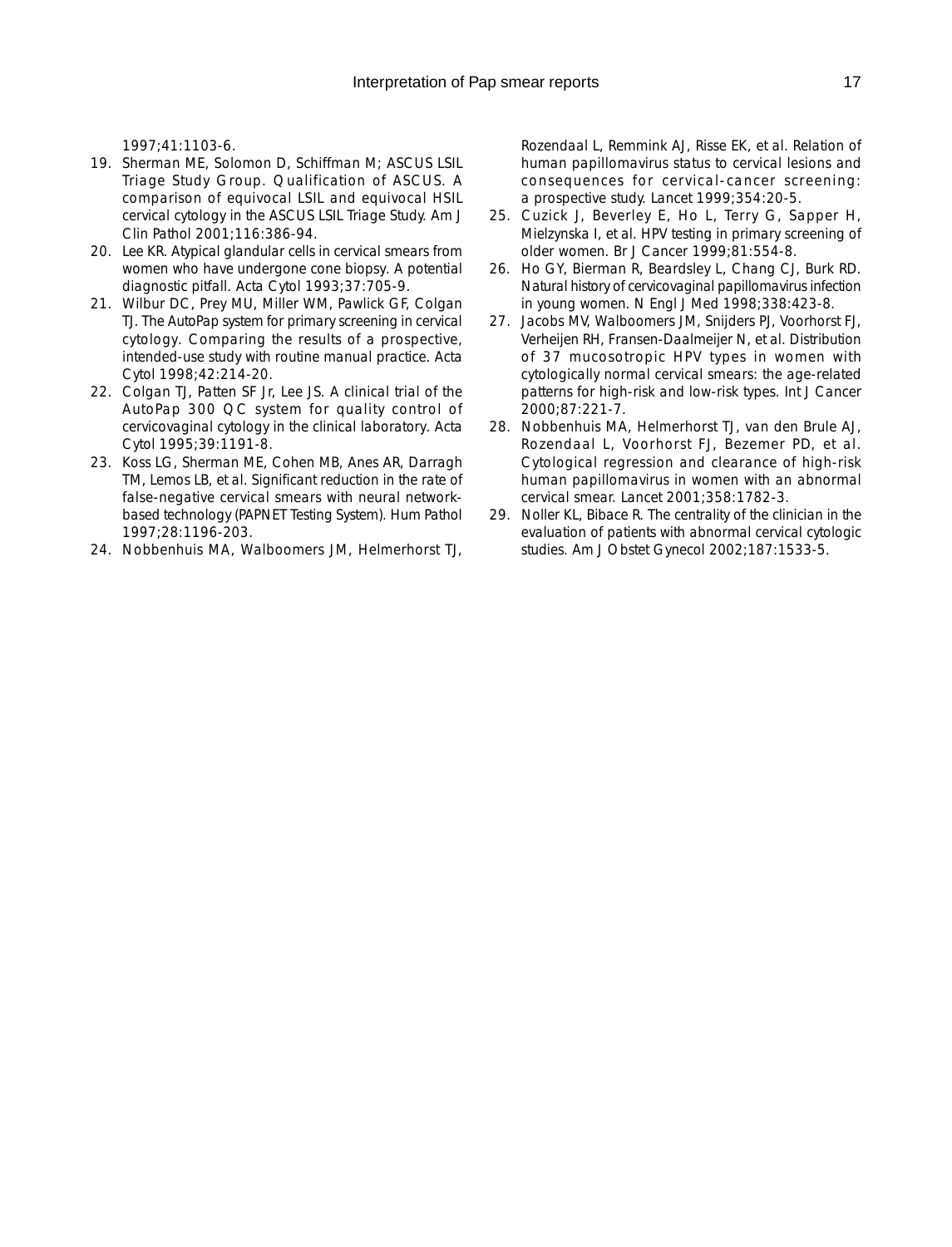1997;41:1103-6.

19. Sherman ME, Solomon D, Schiffman M; ASCUS LSIL Triage Study Group. Qualification of ASCUS. A comparison of equivocal LSIL and equivocal HSIL cervical cytology in the ASCUS LSIL Triage Study. Am J Clin Pathol 2001;116:386-94.
20. Lee KR. Atypical glandular cells in cervical smears from women who have undergone cone biopsy. A potential diagnostic pitfall. Acta Cytol 1993;37:705-9.
21. Wilbur DC, Prey MU, Miller WM, Pawlick GF, Colgan TJ. The AutoPap system for primary screening in cervical cytology. Comparing the results of a prospective, intended-use study with routine manual practice. Acta Cytol 1998;42:214-20.
22. Colgan TJ, Patten SF Jr, Lee JS. A clinical trial of the AutoPap 300 QC system for quality control of cervicovaginal cytology in the clinical laboratory. Acta Cytol 1995;39:1191-8.
23. Koss LG, Sherman ME, Cohen MB, Anes AR, Darragh TM, Lemos LB, et al. Significant reduction in the rate of false-negative cervical smears with neural network-based technology (PAPNET Testing System). Hum Pathol 1997;28:1196-203.
24. Nobbenhuis MA, Walboomers JM, Helmerhorst TJ, Rozendaal L, Remmink AJ, Risse EK, et al. Relation of human papillomavirus status to cervical lesions and consequences for cervical-cancer screening: a prospective study. Lancet 1999;354:20-5.
25. Cuzick J, Beverley E, Ho L, Terry G, Sapper H, Mielzynska I, et al. HPV testing in primary screening of older women. Br J Cancer 1999;81:554-8.
26. Ho GY, Bierman R, Beardsley L, Chang CJ, Burk RD. Natural history of cervicovaginal papillomavirus infection in young women. N Engl J Med 1998;338:423-8.
27. Jacobs MV, Walboomers JM, Snijders PJ, Voorhorst FJ, Verheijen RH, Fransen-Daalmeijer N, et al. Distribution of 37 mucosotropic HPV types in women with cytologically normal cervical smears: the age-related patterns for high-risk and low-risk types. Int J Cancer 2000;87:221-7.
28. Nobbenhuis MA, Helmerhorst TJ, van den Brule AJ, Rozendaal L, Voorhorst FJ, Bezemer PD, et al. Cytological regression and clearance of high-risk human papillomavirus in women with an abnormal cervical smear. Lancet 2001;358:1782-3.
29. Noller KL, Bibace R. The centrality of the clinician in the evaluation of patients with abnormal cervical cytologic studies. Am J Obstet Gynecol 2002;187:1533-5.